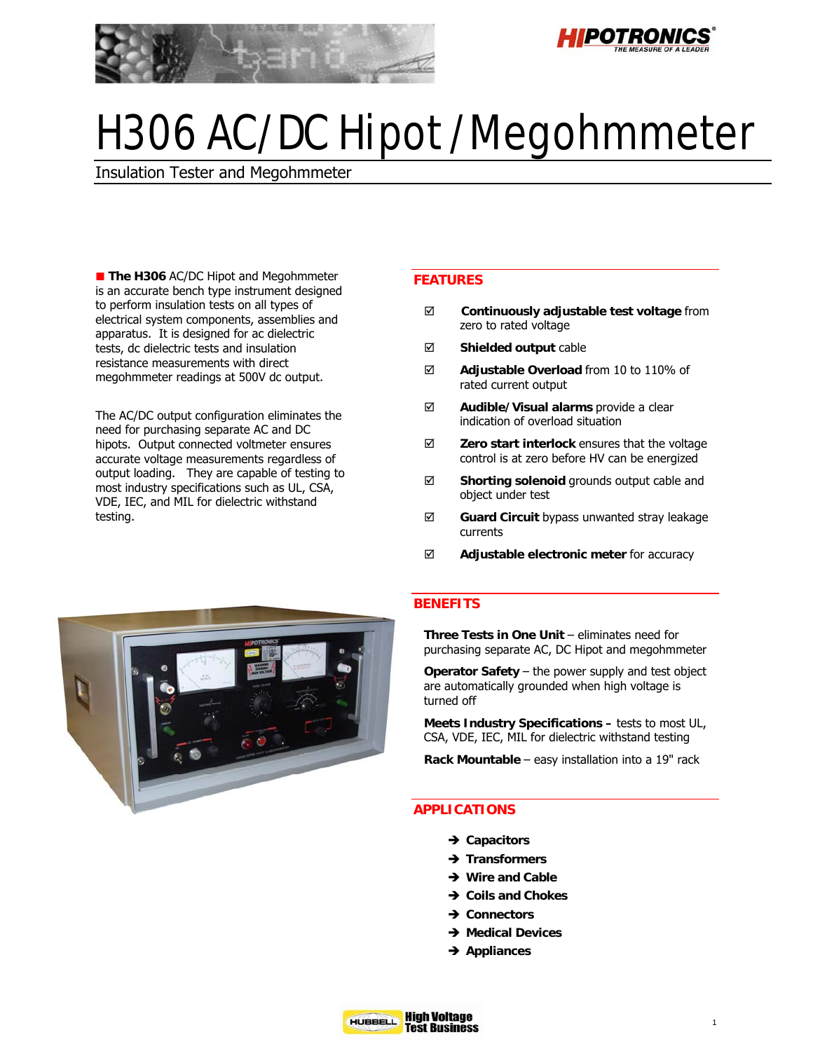# H306 AC/DC Hipot / Megohmmeter

Insulation Tester and Megohmmeter

**The H306** AC/DC Hipot and Megohmmeter is an accurate bench type instrument designed to perform insulation tests on all types of electrical system components, assemblies and apparatus. It is designed for ac dielectric tests, dc dielectric tests and insulation resistance measurements with direct megohmmeter readings at 500V dc output.

The AC/DC output configuration eliminates the need for purchasing separate AC and DC hipots. Output connected voltmeter ensures accurate voltage measurements regardless of output loading. They are capable of testing to most industry specifications such as UL, CSA, VDE, IEC, and MIL for dielectric withstand testing.

## FEATURES

- ☑ **Continuously adjustable test voltage** from zero to rated voltage
- ☑ **Shielded output** cable
- ☑ **Adjustable Overload** from 10 to 110% of rated current output
- ☑ **Audible/Visual alarms** provide a clear indication of overload situation
- ☑ **Zero start interlock** ensures that the voltage control is at zero before HV can be energized
- ☑ **Shorting solenoid** grounds output cable and object under test
- ☑ **Guard Circuit** bypass unwanted stray leakage currents
- ☑ **Adjustable electronic meter** for accuracy

## BENEFITS

**Three Tests in One Unit** – eliminates need for purchasing separate AC, DC Hipot and megohmmeter

**Operator Safety** – the power supply and test object are automatically grounded when high voltage is turned off

**Meets Industry Specifications –** tests to most UL, CSA, VDE, IEC, MIL for dielectric withstand testing

**Rack Mountable** – easy installation into a 19" rack

## APPLICATIONS

- ➔ **Capacitors**
- ➔ **Transformers**
- ➔ **Wire and Cable**
- ➔ **Coils and Chokes**
- ➔ **Connectors**
- ➔ **Medical Devices**
- ➔ **Appliances**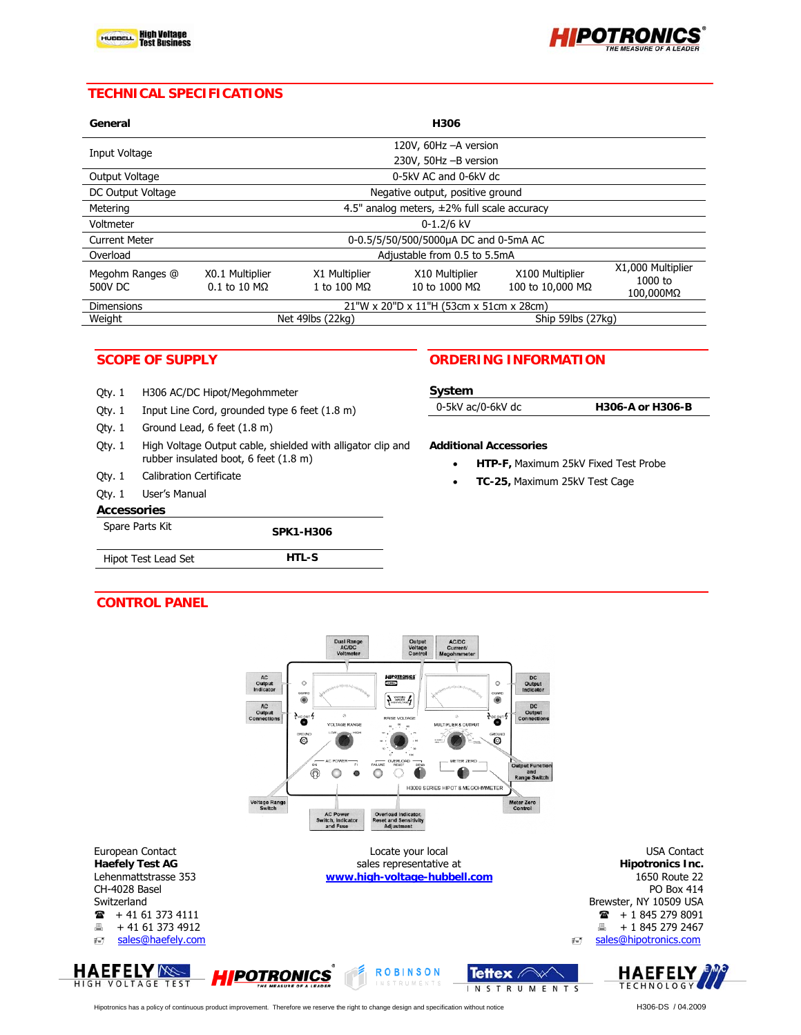## TECHNICAL SPECIFICATIONS

| General | H306 | | | | |
|---|---|---|---|---|---|
| Input Voltage | 120V, 60Hz –A version<br>230V, 50Hz –B version | | | | |
| Output Voltage | 0-5kV AC and 0-6kV dc | | | | |
| DC Output Voltage | Negative output, positive ground | | | | |
| Metering | 4.5" analog meters, ±2% full scale accuracy | | | | |
| Voltmeter | 0-1.2/6 kV | | | | |
| Current Meter | 0-0.5/5/50/500/5000µA DC and 0-5mA AC | | | | |
| Overload | Adjustable from 0.5 to 5.5mA | | | | |
| Megohm Ranges @ 500V DC | X0.1 Multiplier<br>0.1 to 10 MΩ | X1 Multiplier<br>1 to 100 MΩ | X10 Multiplier<br>10 to 1000 MΩ | X100 Multiplier<br>100 to 10,000 MΩ | X1,000 Multiplier<br>1000 to 100,000MΩ |
| Dimensions | 21"W x 20"D x 11"H (53cm x 51cm x 28cm) | | | | |
| Weight | Net 49lbs (22kg) | | | Ship 59lbs (27kg) | |

## SCOPE OF SUPPLY

- Qty. 1 H306 AC/DC Hipot/Megohmmeter
- Qty. 1 Input Line Cord, grounded type 6 feet (1.8 m)
- Qty. 1 Ground Lead, 6 feet (1.8 m)
- Qty. 1 High Voltage Output cable, shielded with alligator clip and rubber insulated boot, 6 feet (1.8 m)
- Qty. 1 Calibration Certificate
- Qty. 1 User's Manual

### Accessories

| | |
|---|---|
| Spare Parts Kit | **SPK1-H306** |
| Hipot Test Lead Set | **HTL-S** |

## ORDERING INFORMATION

### System

| | |
|---|---|
| 0-5kV ac/0-6kV dc | **H306-A or H306-B** |

### Additional Accessories

- **HTP-F,** Maximum 25kV Fixed Test Probe
- **TC-25,** Maximum 25kV Test Cage

## CONTROL PANEL

Dual Range AC/DC Voltmeter
Output Voltage Control
AC/DC Current/ Megohmmeter
AC Output Indicator
DC Output Indicator
AC Output Connections
DC Output Connections
Output Function and Range Switch
Voltage Range Switch
AC Power Switch, Indicator and Fuse
Overload Indicator, Reset and Sensitivity Adjustment
Meter Zero Control
H3000 SERIES HIPOT & MEGOHMMETER

European Contact
**Haefely Test AG**
Lehenmattstrasse 353
CH-4028 Basel
Switzerland
☎ + 41 61 373 4111
+ 41 61 373 4912
sales@haefely.com

Locate your local sales representative at
**www.high-voltage-hubbell.com**

USA Contact
**Hipotronics Inc.**
1650 Route 22
PO Box 414
Brewster, NY 10509 USA
☎ + 1 845 279 8091
+ 1 845 279 2467
sales@hipotronics.com

Hipotronics has a policy of continuous product improvement. Therefore we reserve the right to change design and specification without notice

H306-DS / 04.2009